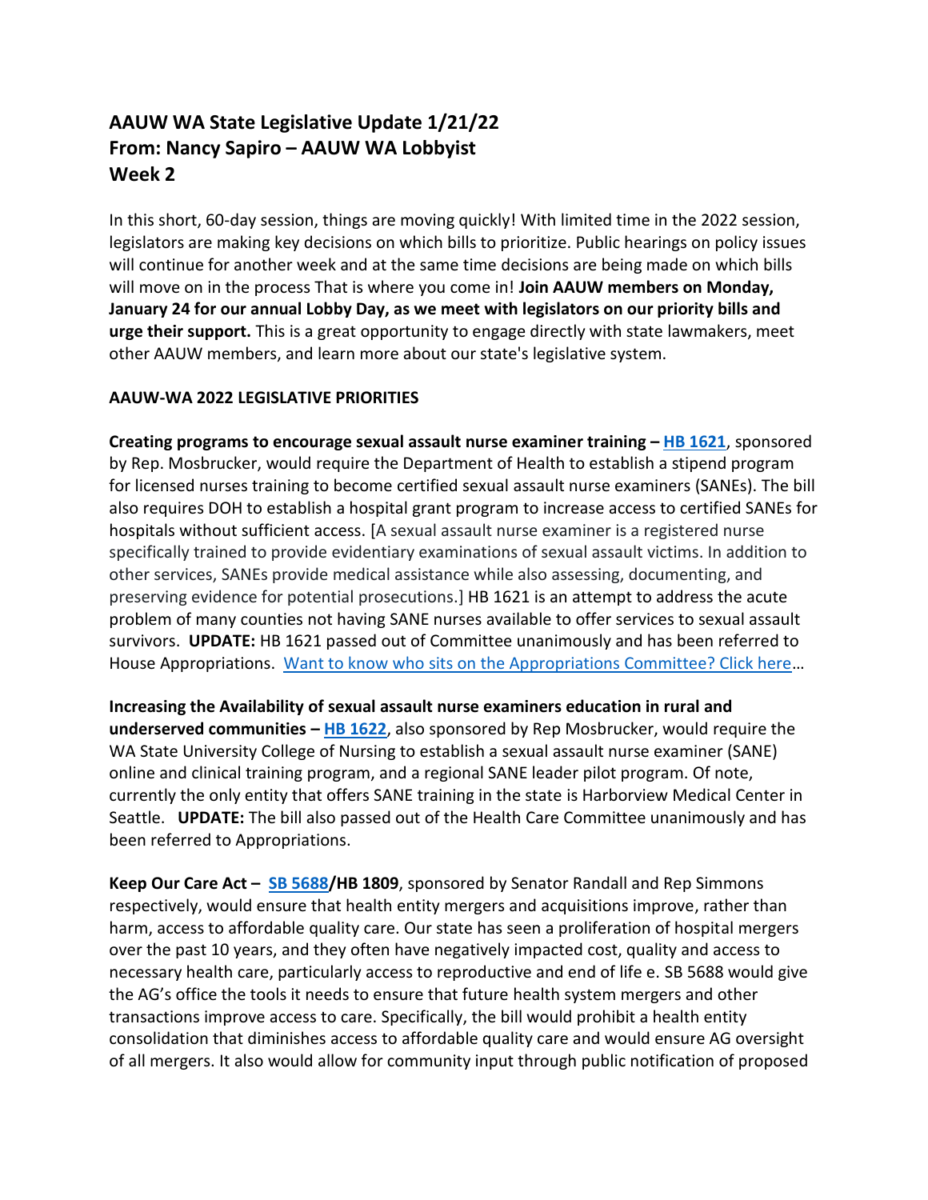## AAUW WA State Legislative Update 1/21/22
## From: Nancy Sapiro – AAUW WA Lobbyist
## Week 2

In this short, 60-day session, things are moving quickly! With limited time in the 2022 session, legislators are making key decisions on which bills to prioritize. Public hearings on policy issues will continue for another week and at the same time decisions are being made on which bills will move on in the process That is where you come in! **Join AAUW members on Monday, January 24 for our annual Lobby Day, as we meet with legislators on our priority bills and urge their support.** This is a great opportunity to engage directly with state lawmakers, meet other AAUW members, and learn more about our state's legislative system.

**AAUW-WA 2022 LEGISLATIVE PRIORITIES**

**Creating programs to encourage sexual assault nurse examiner training – HB 1621**, sponsored by Rep. Mosbrucker, would require the Department of Health to establish a stipend program for licensed nurses training to become certified sexual assault nurse examiners (SANEs). The bill also requires DOH to establish a hospital grant program to increase access to certified SANEs for hospitals without sufficient access. [A sexual assault nurse examiner is a registered nurse specifically trained to provide evidentiary examinations of sexual assault victims. In addition to other services, SANEs provide medical assistance while also assessing, documenting, and preserving evidence for potential prosecutions.] HB 1621 is an attempt to address the acute problem of many counties not having SANE nurses available to offer services to sexual assault survivors. **UPDATE:** HB 1621 passed out of Committee unanimously and has been referred to House Appropriations. Want to know who sits on the Appropriations Committee? Click here…

**Increasing the Availability of sexual assault nurse examiners education in rural and underserved communities – HB 1622**, also sponsored by Rep Mosbrucker, would require the WA State University College of Nursing to establish a sexual assault nurse examiner (SANE) online and clinical training program, and a regional SANE leader pilot program. Of note, currently the only entity that offers SANE training in the state is Harborview Medical Center in Seattle. **UPDATE:** The bill also passed out of the Health Care Committee unanimously and has been referred to Appropriations.

**Keep Our Care Act – SB 5688/HB 1809**, sponsored by Senator Randall and Rep Simmons respectively, would ensure that health entity mergers and acquisitions improve, rather than harm, access to affordable quality care. Our state has seen a proliferation of hospital mergers over the past 10 years, and they often have negatively impacted cost, quality and access to necessary health care, particularly access to reproductive and end of life e. SB 5688 would give the AG's office the tools it needs to ensure that future health system mergers and other transactions improve access to care. Specifically, the bill would prohibit a health entity consolidation that diminishes access to affordable quality care and would ensure AG oversight of all mergers. It also would allow for community input through public notification of proposed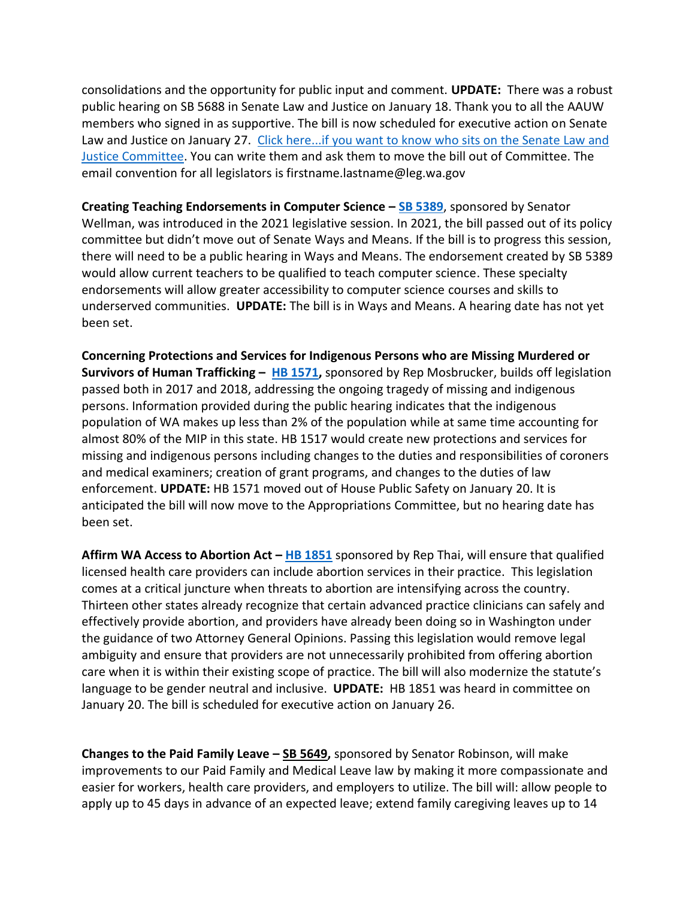consolidations and the opportunity for public input and comment. **UPDATE:** There was a robust public hearing on SB 5688 in Senate Law and Justice on January 18. Thank you to all the AAUW members who signed in as supportive. The bill is now scheduled for executive action on Senate Law and Justice on January 27. [Click here...if you want to know who sits on the Senate Law and Justice Committee](). You can write them and ask them to move the bill out of Committee. The email convention for all legislators is firstname.lastname@leg.wa.gov

**Creating Teaching Endorsements in Computer Science – [SB 5389]()**, sponsored by Senator Wellman, was introduced in the 2021 legislative session. In 2021, the bill passed out of its policy committee but didn't move out of Senate Ways and Means. If the bill is to progress this session, there will need to be a public hearing in Ways and Means. The endorsement created by SB 5389 would allow current teachers to be qualified to teach computer science. These specialty endorsements will allow greater accessibility to computer science courses and skills to underserved communities. **UPDATE:** The bill is in Ways and Means. A hearing date has not yet been set.

**Concerning Protections and Services for Indigenous Persons who are Missing Murdered or Survivors of Human Trafficking – [HB 1571](),** sponsored by Rep Mosbrucker, builds off legislation passed both in 2017 and 2018, addressing the ongoing tragedy of missing and indigenous persons. Information provided during the public hearing indicates that the indigenous population of WA makes up less than 2% of the population while at same time accounting for almost 80% of the MIP in this state. HB 1517 would create new protections and services for missing and indigenous persons including changes to the duties and responsibilities of coroners and medical examiners; creation of grant programs, and changes to the duties of law enforcement. **UPDATE:** HB 1571 moved out of House Public Safety on January 20. It is anticipated the bill will now move to the Appropriations Committee, but no hearing date has been set.

**Affirm WA Access to Abortion Act – [HB 1851]()** sponsored by Rep Thai, will ensure that qualified licensed health care providers can include abortion services in their practice. This legislation comes at a critical juncture when threats to abortion are intensifying across the country. Thirteen other states already recognize that certain advanced practice clinicians can safely and effectively provide abortion, and providers have already been doing so in Washington under the guidance of two Attorney General Opinions. Passing this legislation would remove legal ambiguity and ensure that providers are not unnecessarily prohibited from offering abortion care when it is within their existing scope of practice. The bill will also modernize the statute's language to be gender neutral and inclusive. **UPDATE:** HB 1851 was heard in committee on January 20. The bill is scheduled for executive action on January 26.

**Changes to the Paid Family Leave – [SB 5649](),** sponsored by Senator Robinson, will make improvements to our Paid Family and Medical Leave law by making it more compassionate and easier for workers, health care providers, and employers to utilize. The bill will: allow people to apply up to 45 days in advance of an expected leave; extend family caregiving leaves up to 14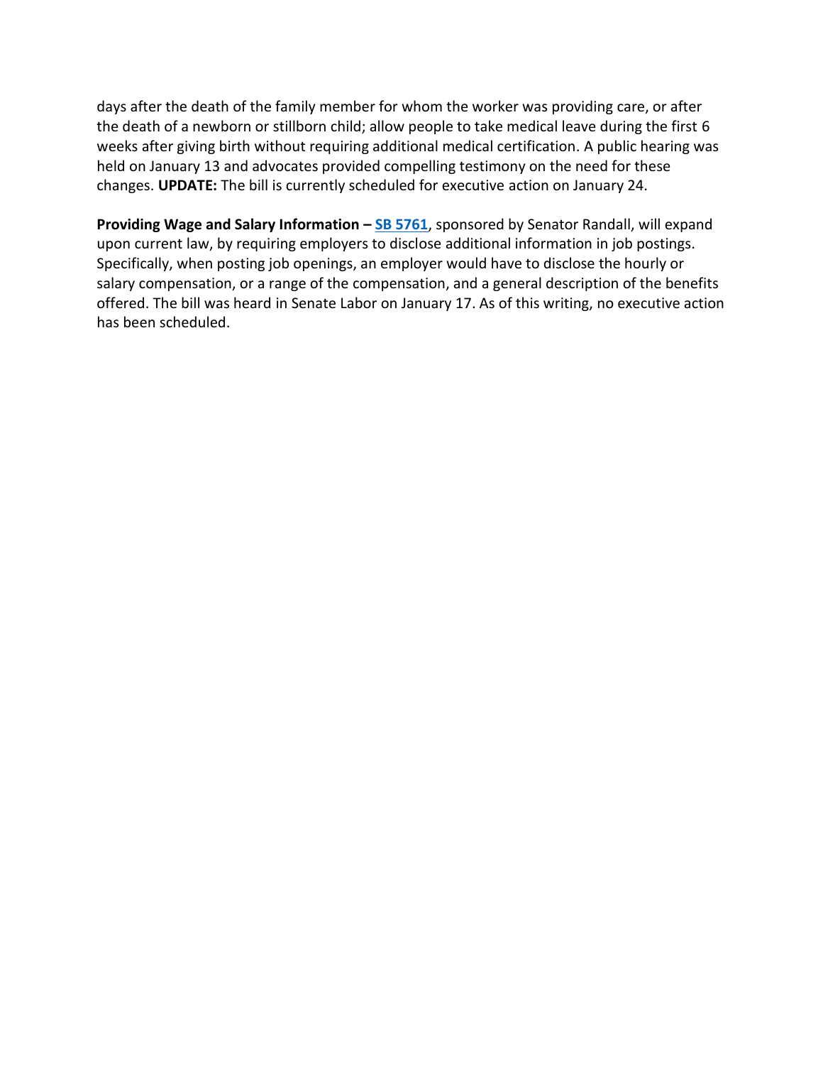days after the death of the family member for whom the worker was providing care, or after the death of a newborn or stillborn child; allow people to take medical leave during the first 6 weeks after giving birth without requiring additional medical certification. A public hearing was held on January 13 and advocates provided compelling testimony on the need for these changes. **UPDATE:** The bill is currently scheduled for executive action on January 24.

**Providing Wage and Salary Information – SB 5761**, sponsored by Senator Randall, will expand upon current law, by requiring employers to disclose additional information in job postings. Specifically, when posting job openings, an employer would have to disclose the hourly or salary compensation, or a range of the compensation, and a general description of the benefits offered. The bill was heard in Senate Labor on January 17. As of this writing, no executive action has been scheduled.